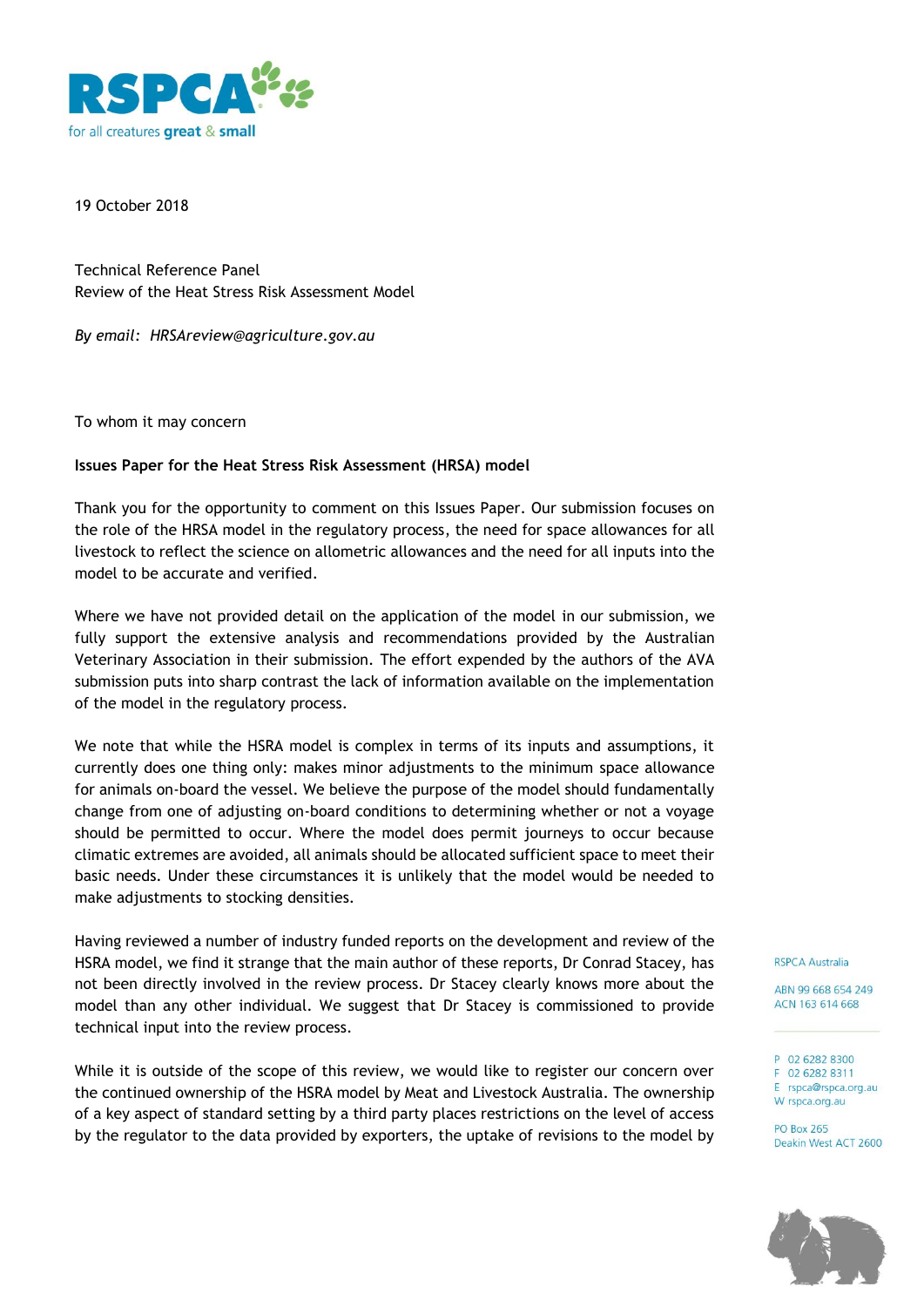19 October 2018

Technical Reference Panel
Review of the Heat Stress Risk Assessment Model

*By email: HRSAreview@agriculture.gov.au*

To whom it may concern

**Issues Paper for the Heat Stress Risk Assessment (HRSA) model**

Thank you for the opportunity to comment on this Issues Paper. Our submission focuses on the role of the HRSA model in the regulatory process, the need for space allowances for all livestock to reflect the science on allometric allowances and the need for all inputs into the model to be accurate and verified.

Where we have not provided detail on the application of the model in our submission, we fully support the extensive analysis and recommendations provided by the Australian Veterinary Association in their submission. The effort expended by the authors of the AVA submission puts into sharp contrast the lack of information available on the implementation of the model in the regulatory process.

We note that while the HSRA model is complex in terms of its inputs and assumptions, it currently does one thing only: makes minor adjustments to the minimum space allowance for animals on-board the vessel. We believe the purpose of the model should fundamentally change from one of adjusting on-board conditions to determining whether or not a voyage should be permitted to occur. Where the model does permit journeys to occur because climatic extremes are avoided, all animals should be allocated sufficient space to meet their basic needs. Under these circumstances it is unlikely that the model would be needed to make adjustments to stocking densities.

Having reviewed a number of industry funded reports on the development and review of the HSRA model, we find it strange that the main author of these reports, Dr Conrad Stacey, has not been directly involved in the review process. Dr Stacey clearly knows more about the model than any other individual. We suggest that Dr Stacey is commissioned to provide technical input into the review process.

While it is outside of the scope of this review, we would like to register our concern over the continued ownership of the HSRA model by Meat and Livestock Australia. The ownership of a key aspect of standard setting by a third party places restrictions on the level of access by the regulator to the data provided by exporters, the uptake of revisions to the model by

RSPCA Australia

ABN 99 668 654 249
ACN 163 614 668

P 02 6282 8300
F 02 6282 8311
E rspca@rspca.org.au
W rspca.org.au

PO Box 265
Deakin West ACT 2600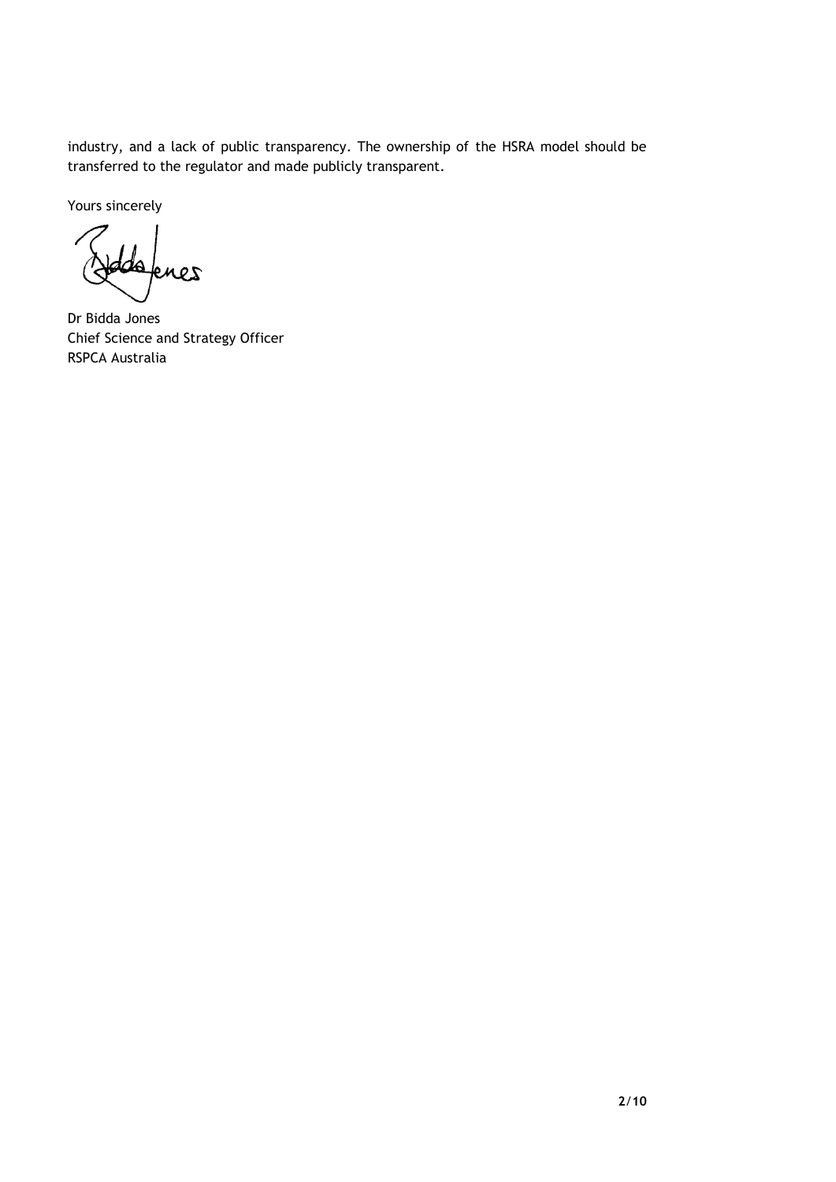industry, and a lack of public transparency. The ownership of the HSRA model should be transferred to the regulator and made publicly transparent.

Yours sincerely

Dr Bidda Jones  
Chief Science and Strategy Officer  
RSPCA Australia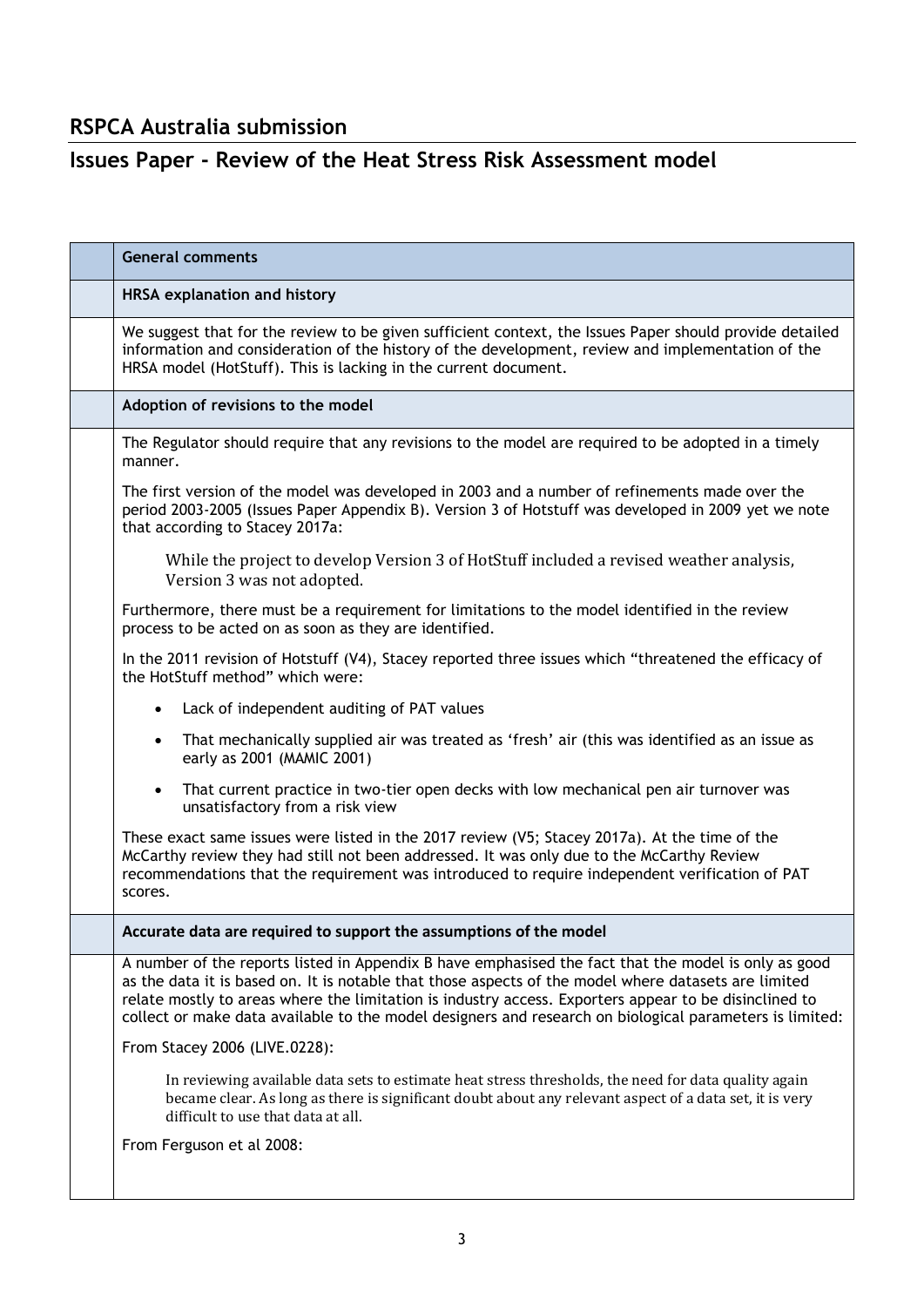## RSPCA Australia submission

## Issues Paper - Review of the Heat Stress Risk Assessment model

**General comments**

**HRSA explanation and history**

We suggest that for the review to be given sufficient context, the Issues Paper should provide detailed information and consideration of the history of the development, review and implementation of the HRSA model (HotStuff). This is lacking in the current document.

**Adoption of revisions to the model**

The Regulator should require that any revisions to the model are required to be adopted in a timely manner.

The first version of the model was developed in 2003 and a number of refinements made over the period 2003-2005 (Issues Paper Appendix B). Version 3 of Hotstuff was developed in 2009 yet we note that according to Stacey 2017a:

> While the project to develop Version 3 of HotStuff included a revised weather analysis, Version 3 was not adopted.

Furthermore, there must be a requirement for limitations to the model identified in the review process to be acted on as soon as they are identified.

In the 2011 revision of Hotstuff (V4), Stacey reported three issues which "threatened the efficacy of the HotStuff method" which were:

- Lack of independent auditing of PAT values
- That mechanically supplied air was treated as 'fresh' air (this was identified as an issue as early as 2001 (MAMIC 2001)
- That current practice in two-tier open decks with low mechanical pen air turnover was unsatisfactory from a risk view

These exact same issues were listed in the 2017 review (V5; Stacey 2017a). At the time of the McCarthy review they had still not been addressed. It was only due to the McCarthy Review recommendations that the requirement was introduced to require independent verification of PAT scores.

**Accurate data are required to support the assumptions of the model**

A number of the reports listed in Appendix B have emphasised the fact that the model is only as good as the data it is based on. It is notable that those aspects of the model where datasets are limited relate mostly to areas where the limitation is industry access. Exporters appear to be disinclined to collect or make data available to the model designers and research on biological parameters is limited:

From Stacey 2006 (LIVE.0228):

> In reviewing available data sets to estimate heat stress thresholds, the need for data quality again became clear. As long as there is significant doubt about any relevant aspect of a data set, it is very difficult to use that data at all.

From Ferguson et al 2008: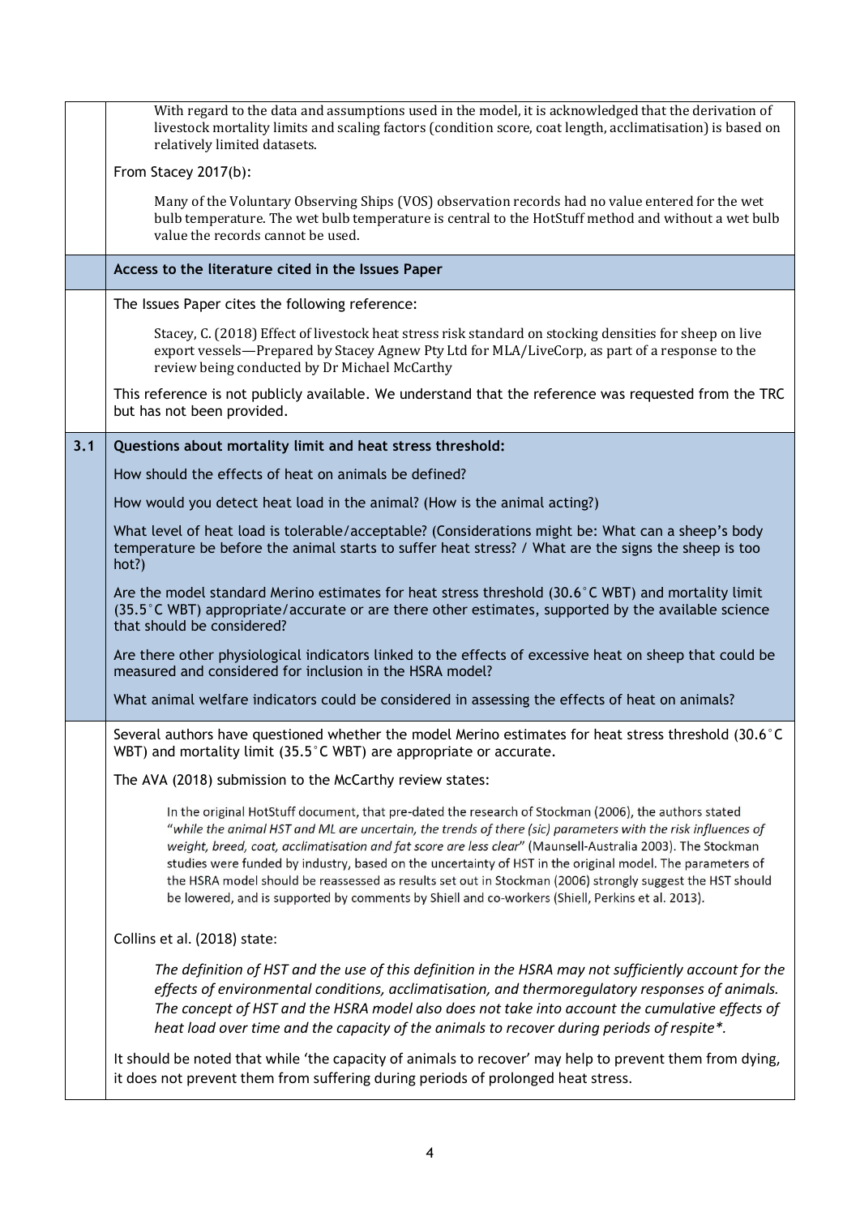|  |  |
|---|---|
|  | With regard to the data and assumptions used in the model, it is acknowledged that the derivation of livestock mortality limits and scaling factors (condition score, coat length, acclimatisation) is based on relatively limited datasets.<br><br>From Stacey 2017(b):<br><br>Many of the Voluntary Observing Ships (VOS) observation records had no value entered for the wet bulb temperature. The wet bulb temperature is central to the HotStuff method and without a wet bulb value the records cannot be used. |
|  | **Access to the literature cited in the Issues Paper** |
|  | The Issues Paper cites the following reference:<br><br>Stacey, C. (2018) Effect of livestock heat stress risk standard on stocking densities for sheep on live export vessels—Prepared by Stacey Agnew Pty Ltd for MLA/LiveCorp, as part of a response to the review being conducted by Dr Michael McCarthy<br><br>This reference is not publicly available. We understand that the reference was requested from the TRC but has not been provided. |
| **3.1** | **Questions about mortality limit and heat stress threshold:**<br><br>How should the effects of heat on animals be defined?<br><br>How would you detect heat load in the animal? (How is the animal acting?)<br><br>What level of heat load is tolerable/acceptable? (Considerations might be: What can a sheep's body temperature be before the animal starts to suffer heat stress? / What are the signs the sheep is too hot?)<br><br>Are the model standard Merino estimates for heat stress threshold (30.6˚C WBT) and mortality limit (35.5˚C WBT) appropriate/accurate or are there other estimates, supported by the available science that should be considered?<br><br>Are there other physiological indicators linked to the effects of excessive heat on sheep that could be measured and considered for inclusion in the HSRA model?<br><br>What animal welfare indicators could be considered in assessing the effects of heat on animals? |
|  | Several authors have questioned whether the model Merino estimates for heat stress threshold (30.6˚C WBT) and mortality limit (35.5˚C WBT) are appropriate or accurate.<br><br>The AVA (2018) submission to the McCarthy review states:<br><br>In the original HotStuff document, that pre-dated the research of Stockman (2006), the authors stated "*while the animal HST and ML are uncertain, the trends of there (sic) parameters with the risk influences of weight, breed, coat, acclimatisation and fat score are less clear*" (Maunsell-Australia 2003). The Stockman studies were funded by industry, based on the uncertainty of HST in the original model. The parameters of the HSRA model should be reassessed as results set out in Stockman (2006) strongly suggest the HST should be lowered, and is supported by comments by Shiell and co-workers (Shiell, Perkins et al. 2013).<br><br>Collins et al. (2018) state:<br><br>*The definition of HST and the use of this definition in the HSRA may not sufficiently account for the effects of environmental conditions, acclimatisation, and thermoregulatory responses of animals. The concept of HST and the HSRA model also does not take into account the cumulative effects of heat load over time and the capacity of the animals to recover during periods of respite*.*<br><br>It should be noted that while 'the capacity of animals to recover' may help to prevent them from dying, it does not prevent them from suffering during periods of prolonged heat stress. |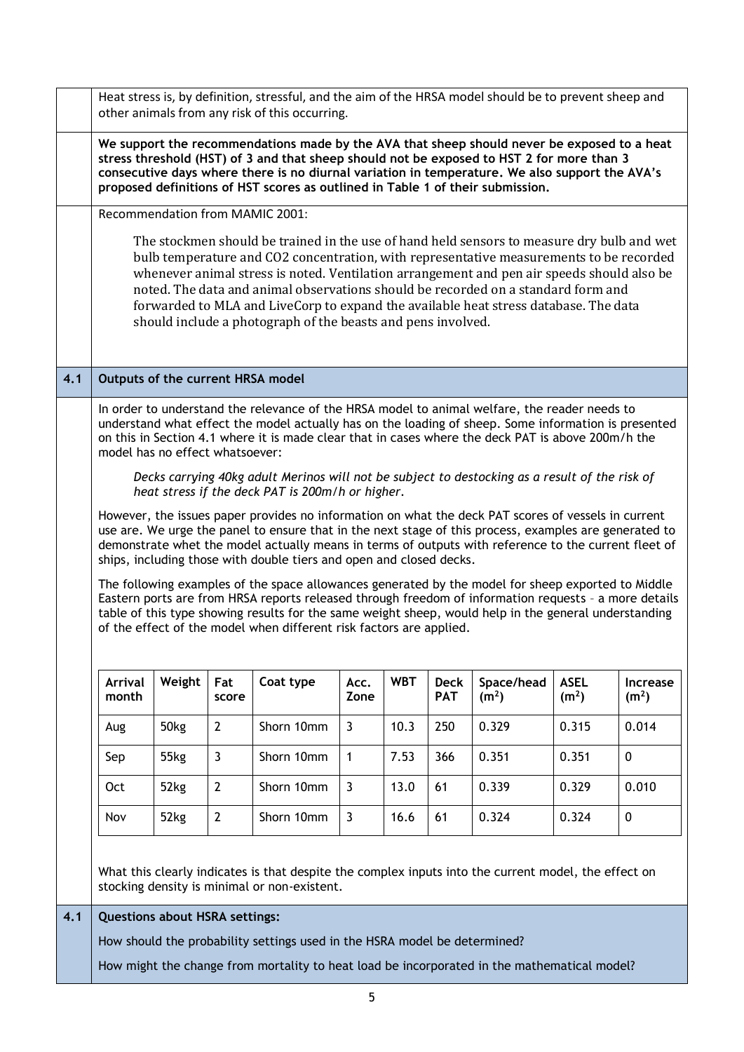Heat stress is, by definition, stressful, and the aim of the HRSA model should be to prevent sheep and other animals from any risk of this occurring.

**We support the recommendations made by the AVA that sheep should never be exposed to a heat stress threshold (HST) of 3 and that sheep should not be exposed to HST 2 for more than 3 consecutive days where there is no diurnal variation in temperature. We also support the AVA's proposed definitions of HST scores as outlined in Table 1 of their submission.**

Recommendation from MAMIC 2001:

> The stockmen should be trained in the use of hand held sensors to measure dry bulb and wet bulb temperature and CO2 concentration, with representative measurements to be recorded whenever animal stress is noted. Ventilation arrangement and pen air speeds should also be noted. The data and animal observations should be recorded on a standard form and forwarded to MLA and LiveCorp to expand the available heat stress database. The data should include a photograph of the beasts and pens involved.

## 4.1 Outputs of the current HRSA model

In order to understand the relevance of the HRSA model to animal welfare, the reader needs to understand what effect the model actually has on the loading of sheep. Some information is presented on this in Section 4.1 where it is made clear that in cases where the deck PAT is above 200m/h the model has no effect whatsoever:

> *Decks carrying 40kg adult Merinos will not be subject to destocking as a result of the risk of heat stress if the deck PAT is 200m/h or higher.*

However, the issues paper provides no information on what the deck PAT scores of vessels in current use are. We urge the panel to ensure that in the next stage of this process, examples are generated to demonstrate whet the model actually means in terms of outputs with reference to the current fleet of ships, including those with double tiers and open and closed decks.

The following examples of the space allowances generated by the model for sheep exported to Middle Eastern ports are from HRSA reports released through freedom of information requests – a more details table of this type showing results for the same weight sheep, would help in the general understanding of the effect of the model when different risk factors are applied.

| Arrival month | Weight | Fat score | Coat type | Acc. Zone | WBT | Deck PAT | Space/head ($m^2$) | ASEL ($m^2$) | Increase ($m^2$) |
|---|---|---|---|---|---|---|---|---|---|
| Aug | 50kg | 2 | Shorn 10mm | 3 | 10.3 | 250 | 0.329 | 0.315 | 0.014 |
| Sep | 55kg | 3 | Shorn 10mm | 1 | 7.53 | 366 | 0.351 | 0.351 | 0 |
| Oct | 52kg | 2 | Shorn 10mm | 3 | 13.0 | 61 | 0.339 | 0.329 | 0.010 |
| Nov | 52kg | 2 | Shorn 10mm | 3 | 16.6 | 61 | 0.324 | 0.324 | 0 |

What this clearly indicates is that despite the complex inputs into the current model, the effect on stocking density is minimal or non-existent.

## 4.1 Questions about HSRA settings:

How should the probability settings used in the HSRA model be determined?

How might the change from mortality to heat load be incorporated in the mathematical model?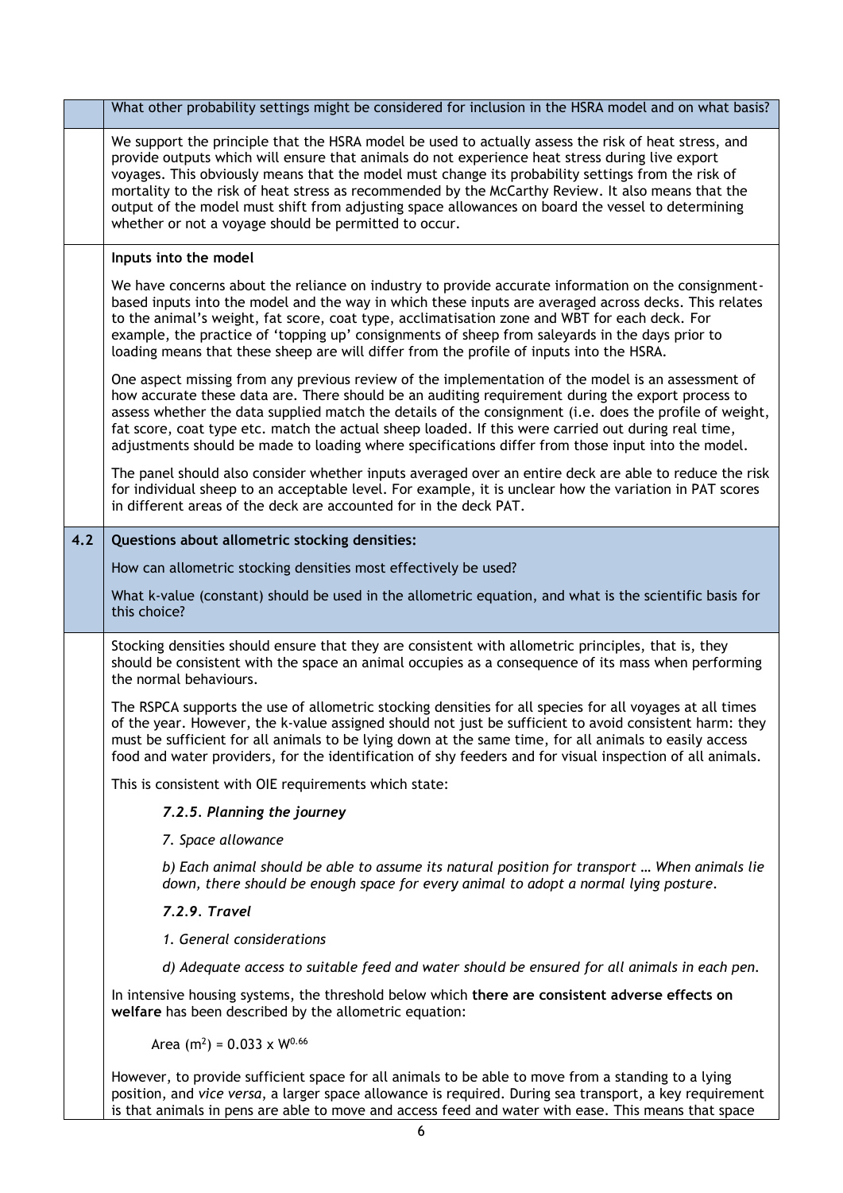| | |
|---|---|
| | What other probability settings might be considered for inclusion in the HSRA model and on what basis? |
| | We support the principle that the HSRA model be used to actually assess the risk of heat stress, and provide outputs which will ensure that animals do not experience heat stress during live export voyages. This obviously means that the model must change its probability settings from the risk of mortality to the risk of heat stress as recommended by the McCarthy Review. It also means that the output of the model must shift from adjusting space allowances on board the vessel to determining whether or not a voyage should be permitted to occur. |
| | **Inputs into the model**<br><br>We have concerns about the reliance on industry to provide accurate information on the consignment-based inputs into the model and the way in which these inputs are averaged across decks. This relates to the animal's weight, fat score, coat type, acclimatisation zone and WBT for each deck. For example, the practice of 'topping up' consignments of sheep from saleyards in the days prior to loading means that these sheep are will differ from the profile of inputs into the HSRA.<br><br>One aspect missing from any previous review of the implementation of the model is an assessment of how accurate these data are. There should be an auditing requirement during the export process to assess whether the data supplied match the details of the consignment (i.e. does the profile of weight, fat score, coat type etc. match the actual sheep loaded. If this were carried out during real time, adjustments should be made to loading where specifications differ from those input into the model.<br><br>The panel should also consider whether inputs averaged over an entire deck are able to reduce the risk for individual sheep to an acceptable level. For example, it is unclear how the variation in PAT scores in different areas of the deck are accounted for in the deck PAT. |
| **4.2** | **Questions about allometric stocking densities:**<br><br>How can allometric stocking densities most effectively be used?<br><br>What k-value (constant) should be used in the allometric equation, and what is the scientific basis for this choice? |
| | Stocking densities should ensure that they are consistent with allometric principles, that is, they should be consistent with the space an animal occupies as a consequence of its mass when performing the normal behaviours.<br><br>The RSPCA supports the use of allometric stocking densities for all species for all voyages at all times of the year. However, the k-value assigned should not just be sufficient to avoid consistent harm: they must be sufficient for all animals to be lying down at the same time, for all animals to easily access food and water providers, for the identification of shy feeders and for visual inspection of all animals.<br><br>This is consistent with OIE requirements which state:<br><br>***7.2.5. Planning the journey***<br><br>*7. Space allowance*<br><br>*b) Each animal should be able to assume its natural position for transport … When animals lie down, there should be enough space for every animal to adopt a normal lying posture.*<br><br>***7.2.9. Travel***<br><br>*1. General considerations*<br><br>*d) Adequate access to suitable feed and water should be ensured for all animals in each pen.*<br><br>In intensive housing systems, the threshold below which **there are consistent adverse effects on welfare** has been described by the allometric equation:<br><br>Area ($m^2$) = $0.033 \times W^{0.66}$<br><br>However, to provide sufficient space for all animals to be able to move from a standing to a lying position, and *vice versa*, a larger space allowance is required. During sea transport, a key requirement is that animals in pens are able to move and access feed and water with ease. This means that space |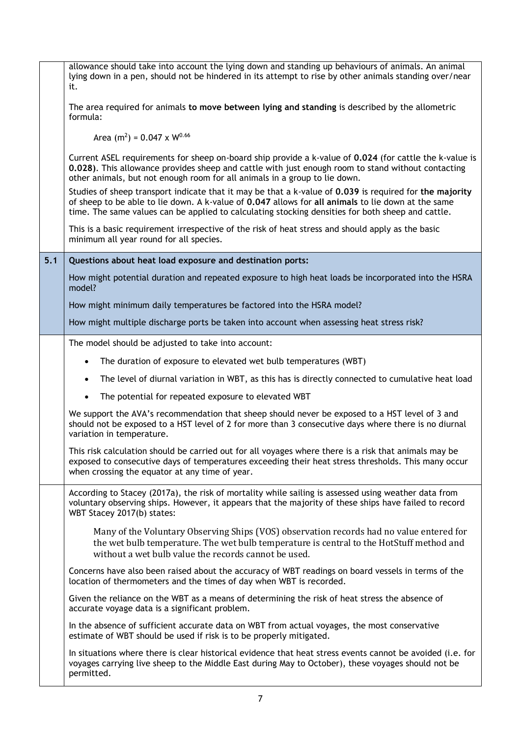allowance should take into account the lying down and standing up behaviours of animals. An animal lying down in a pen, should not be hindered in its attempt to rise by other animals standing over/near it.

The area required for animals **to move between lying and standing** is described by the allometric formula:

$$\text{Area } (m^2) = 0.047 \times W^{0.66}$$

Current ASEL requirements for sheep on-board ship provide a k-value of **0.024** (for cattle the k-value is **0.028**). This allowance provides sheep and cattle with just enough room to stand without contacting other animals, but not enough room for all animals in a group to lie down.

Studies of sheep transport indicate that it may be that a k-value of **0.039** is required for **the majority** of sheep to be able to lie down. A k-value of **0.047** allows for **all animals** to lie down at the same time. The same values can be applied to calculating stocking densities for both sheep and cattle.

This is a basic requirement irrespective of the risk of heat stress and should apply as the basic minimum all year round for all species.

## 5.1 Questions about heat load exposure and destination ports:

**How might potential duration and repeated exposure to high heat loads be incorporated into the HSRA model?**

**How might minimum daily temperatures be factored into the HSRA model?**

**How might multiple discharge ports be taken into account when assessing heat stress risk?**

The model should be adjusted to take into account:

- The duration of exposure to elevated wet bulb temperatures (WBT)
- The level of diurnal variation in WBT, as this has is directly connected to cumulative heat load
- The potential for repeated exposure to elevated WBT

We support the AVA's recommendation that sheep should never be exposed to a HST level of 3 and should not be exposed to a HST level of 2 for more than 3 consecutive days where there is no diurnal variation in temperature.

This risk calculation should be carried out for all voyages where there is a risk that animals may be exposed to consecutive days of temperatures exceeding their heat stress thresholds. This many occur when crossing the equator at any time of year.

According to Stacey (2017a), the risk of mortality while sailing is assessed using weather data from voluntary observing ships. However, it appears that the majority of these ships have failed to record WBT Stacey 2017(b) states:

> Many of the Voluntary Observing Ships (VOS) observation records had no value entered for the wet bulb temperature. The wet bulb temperature is central to the HotStuff method and without a wet bulb value the records cannot be used.

Concerns have also been raised about the accuracy of WBT readings on board vessels in terms of the location of thermometers and the times of day when WBT is recorded.

Given the reliance on the WBT as a means of determining the risk of heat stress the absence of accurate voyage data is a significant problem.

In the absence of sufficient accurate data on WBT from actual voyages, the most conservative estimate of WBT should be used if risk is to be properly mitigated.

In situations where there is clear historical evidence that heat stress events cannot be avoided (i.e. for voyages carrying live sheep to the Middle East during May to October), these voyages should not be permitted.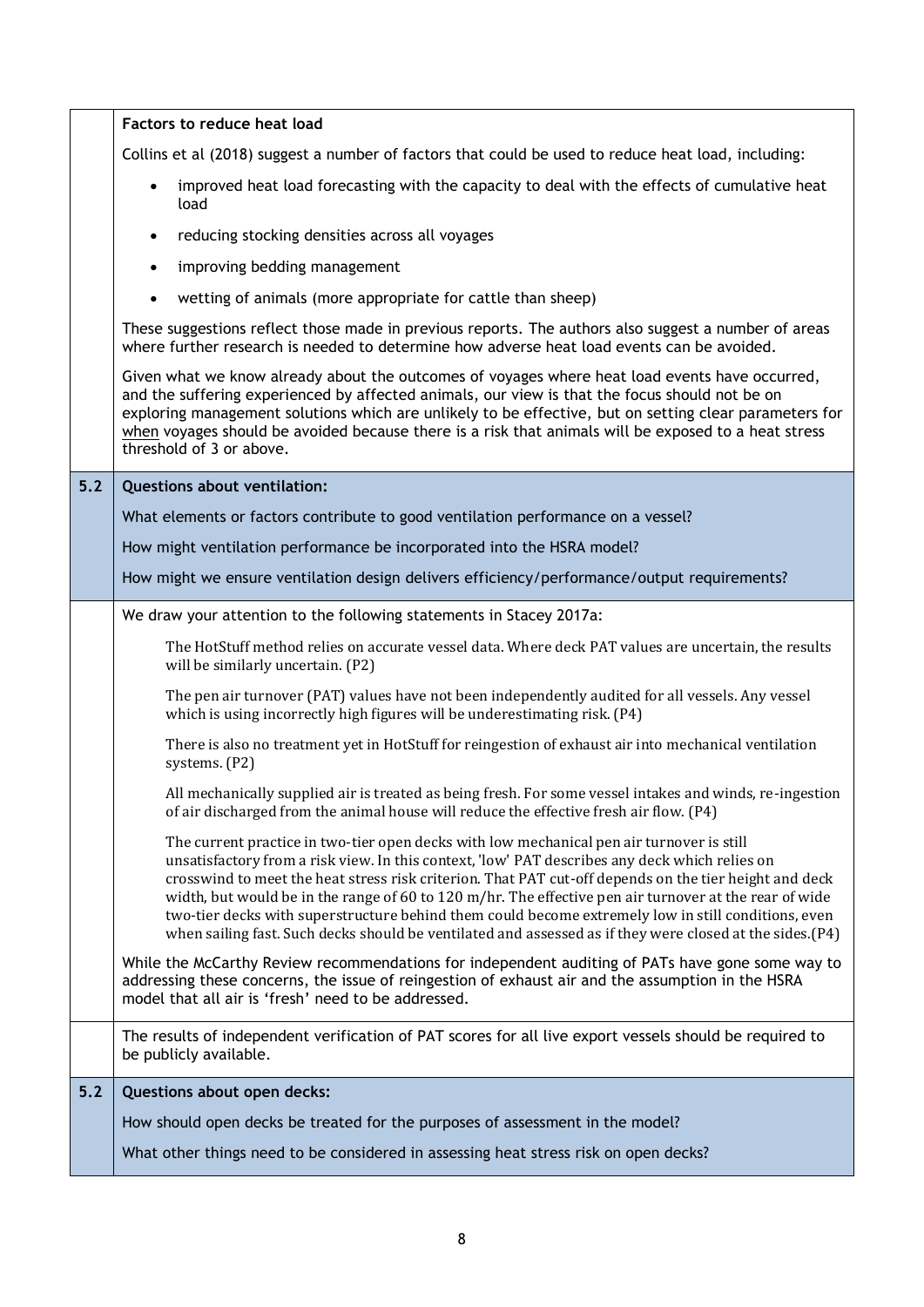**Factors to reduce heat load**

Collins et al (2018) suggest a number of factors that could be used to reduce heat load, including:

- improved heat load forecasting with the capacity to deal with the effects of cumulative heat load
- reducing stocking densities across all voyages
- improving bedding management
- wetting of animals (more appropriate for cattle than sheep)

These suggestions reflect those made in previous reports. The authors also suggest a number of areas where further research is needed to determine how adverse heat load events can be avoided.

Given what we know already about the outcomes of voyages where heat load events have occurred, and the suffering experienced by affected animals, our view is that the focus should not be on exploring management solutions which are unlikely to be effective, but on setting clear parameters for <u>when</u> voyages should be avoided because there is a risk that animals will be exposed to a heat stress threshold of 3 or above.

## 5.2 Questions about ventilation:

What elements or factors contribute to good ventilation performance on a vessel?

How might ventilation performance be incorporated into the HSRA model?

How might we ensure ventilation design delivers efficiency/performance/output requirements?

We draw your attention to the following statements in Stacey 2017a:

> The HotStuff method relies on accurate vessel data. Where deck PAT values are uncertain, the results will be similarly uncertain. (P2)
>
> The pen air turnover (PAT) values have not been independently audited for all vessels. Any vessel which is using incorrectly high figures will be underestimating risk. (P4)
>
> There is also no treatment yet in HotStuff for reingestion of exhaust air into mechanical ventilation systems. (P2)
>
> All mechanically supplied air is treated as being fresh. For some vessel intakes and winds, re-ingestion of air discharged from the animal house will reduce the effective fresh air flow. (P4)
>
> The current practice in two-tier open decks with low mechanical pen air turnover is still unsatisfactory from a risk view. In this context, 'low' PAT describes any deck which relies on crosswind to meet the heat stress risk criterion. That PAT cut-off depends on the tier height and deck width, but would be in the range of 60 to 120 m/hr. The effective pen air turnover at the rear of wide two-tier decks with superstructure behind them could become extremely low in still conditions, even when sailing fast. Such decks should be ventilated and assessed as if they were closed at the sides.(P4)

While the McCarthy Review recommendations for independent auditing of PATs have gone some way to addressing these concerns, the issue of reingestion of exhaust air and the assumption in the HSRA model that all air is 'fresh' need to be addressed.

The results of independent verification of PAT scores for all live export vessels should be required to be publicly available.

## 5.2 Questions about open decks:

How should open decks be treated for the purposes of assessment in the model?

What other things need to be considered in assessing heat stress risk on open decks?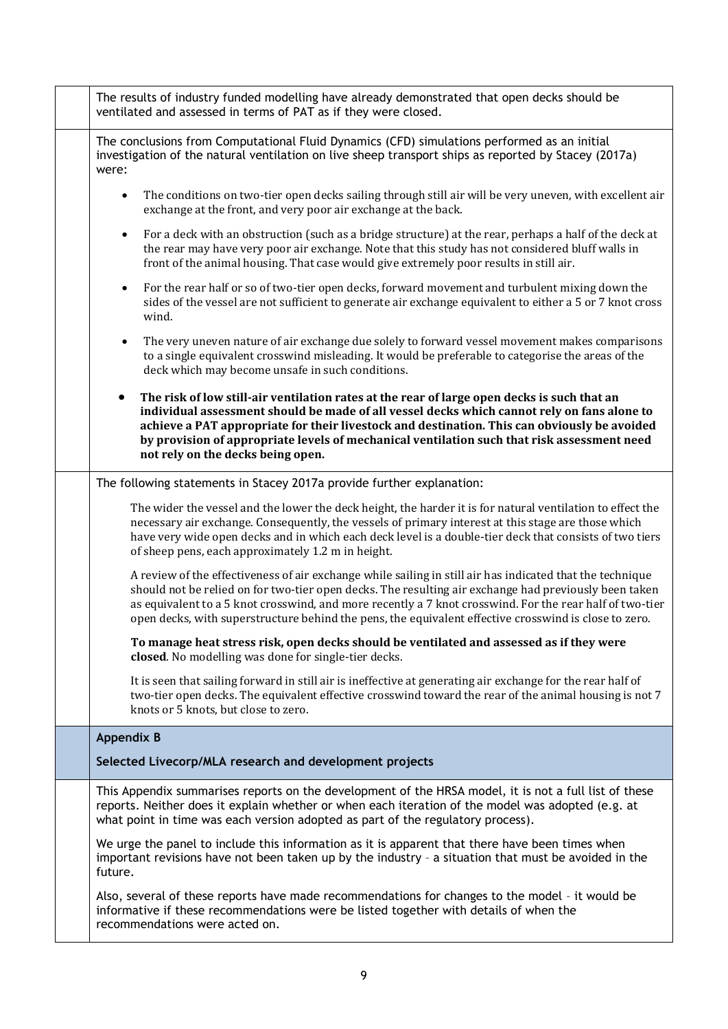The results of industry funded modelling have already demonstrated that open decks should be ventilated and assessed in terms of PAT as if they were closed.

The conclusions from Computational Fluid Dynamics (CFD) simulations performed as an initial investigation of the natural ventilation on live sheep transport ships as reported by Stacey (2017a) were:

- The conditions on two-tier open decks sailing through still air will be very uneven, with excellent air exchange at the front, and very poor air exchange at the back.
- For a deck with an obstruction (such as a bridge structure) at the rear, perhaps a half of the deck at the rear may have very poor air exchange. Note that this study has not considered bluff walls in front of the animal housing. That case would give extremely poor results in still air.
- For the rear half or so of two-tier open decks, forward movement and turbulent mixing down the sides of the vessel are not sufficient to generate air exchange equivalent to either a 5 or 7 knot cross wind.
- The very uneven nature of air exchange due solely to forward vessel movement makes comparisons to a single equivalent crosswind misleading. It would be preferable to categorise the areas of the deck which may become unsafe in such conditions.
- **The risk of low still-air ventilation rates at the rear of large open decks is such that an individual assessment should be made of all vessel decks which cannot rely on fans alone to achieve a PAT appropriate for their livestock and destination. This can obviously be avoided by provision of appropriate levels of mechanical ventilation such that risk assessment need not rely on the decks being open.**

The following statements in Stacey 2017a provide further explanation:

> The wider the vessel and the lower the deck height, the harder it is for natural ventilation to effect the necessary air exchange. Consequently, the vessels of primary interest at this stage are those which have very wide open decks and in which each deck level is a double-tier deck that consists of two tiers of sheep pens, each approximately 1.2 m in height.
>
> A review of the effectiveness of air exchange while sailing in still air has indicated that the technique should not be relied on for two-tier open decks. The resulting air exchange had previously been taken as equivalent to a 5 knot crosswind, and more recently a 7 knot crosswind. For the rear half of two-tier open decks, with superstructure behind the pens, the equivalent effective crosswind is close to zero.
>
> **To manage heat stress risk, open decks should be ventilated and assessed as if they were closed**. No modelling was done for single-tier decks.
>
> It is seen that sailing forward in still air is ineffective at generating air exchange for the rear half of two-tier open decks. The equivalent effective crosswind toward the rear of the animal housing is not 7 knots or 5 knots, but close to zero.

## Appendix B

### Selected Livecorp/MLA research and development projects

This Appendix summarises reports on the development of the HRSA model, it is not a full list of these reports. Neither does it explain whether or when each iteration of the model was adopted (e.g. at what point in time was each version adopted as part of the regulatory process).

We urge the panel to include this information as it is apparent that there have been times when important revisions have not been taken up by the industry – a situation that must be avoided in the future.

Also, several of these reports have made recommendations for changes to the model – it would be informative if these recommendations were be listed together with details of when the recommendations were acted on.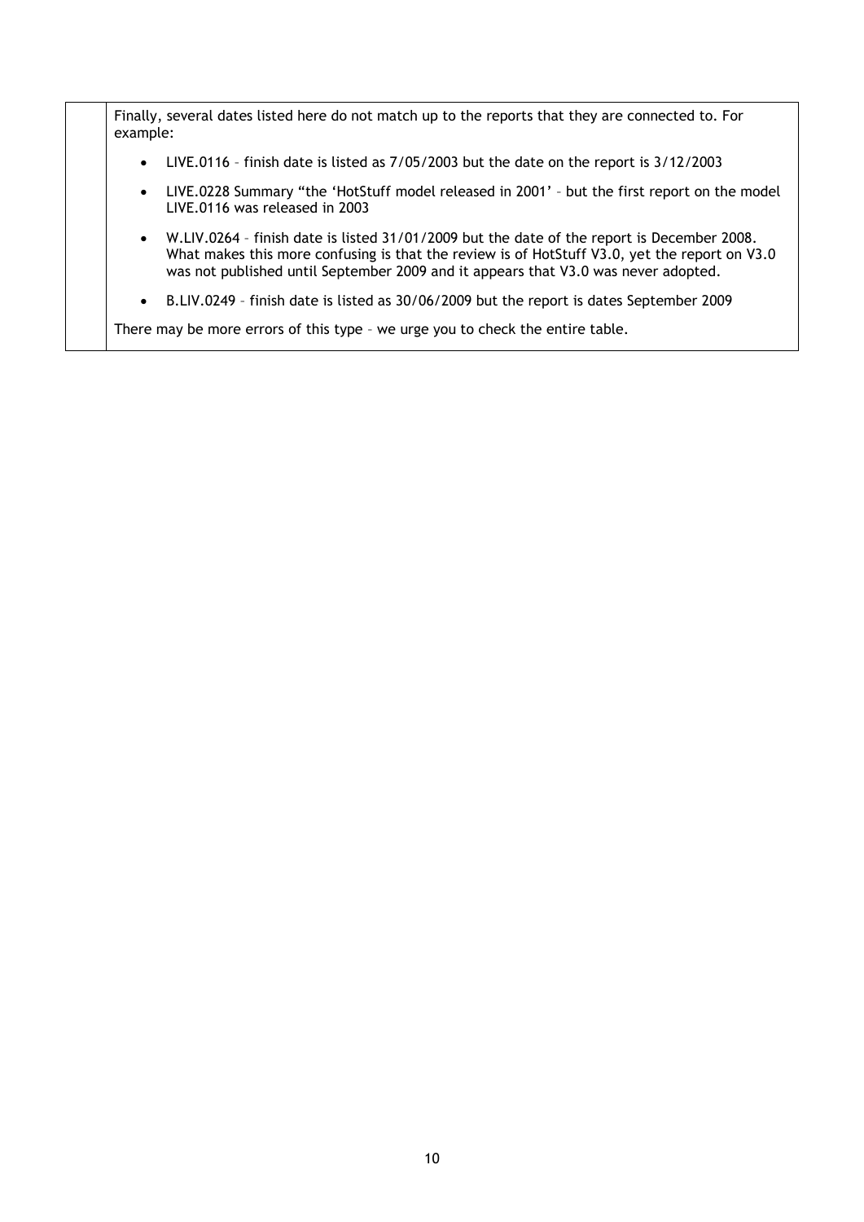| | |
|---|---|
| | Finally, several dates listed here do not match up to the reports that they are connected to. For example:<br><br>• LIVE.0116 – finish date is listed as 7/05/2003 but the date on the report is 3/12/2003<br><br>• LIVE.0228 Summary "the 'HotStuff model released in 2001' – but the first report on the model LIVE.0116 was released in 2003<br><br>• W.LIV.0264 – finish date is listed 31/01/2009 but the date of the report is December 2008. What makes this more confusing is that the review is of HotStuff V3.0, yet the report on V3.0 was not published until September 2009 and it appears that V3.0 was never adopted.<br><br>• B.LIV.0249 – finish date is listed as 30/06/2009 but the report is dates September 2009<br><br>There may be more errors of this type – we urge you to check the entire table. |